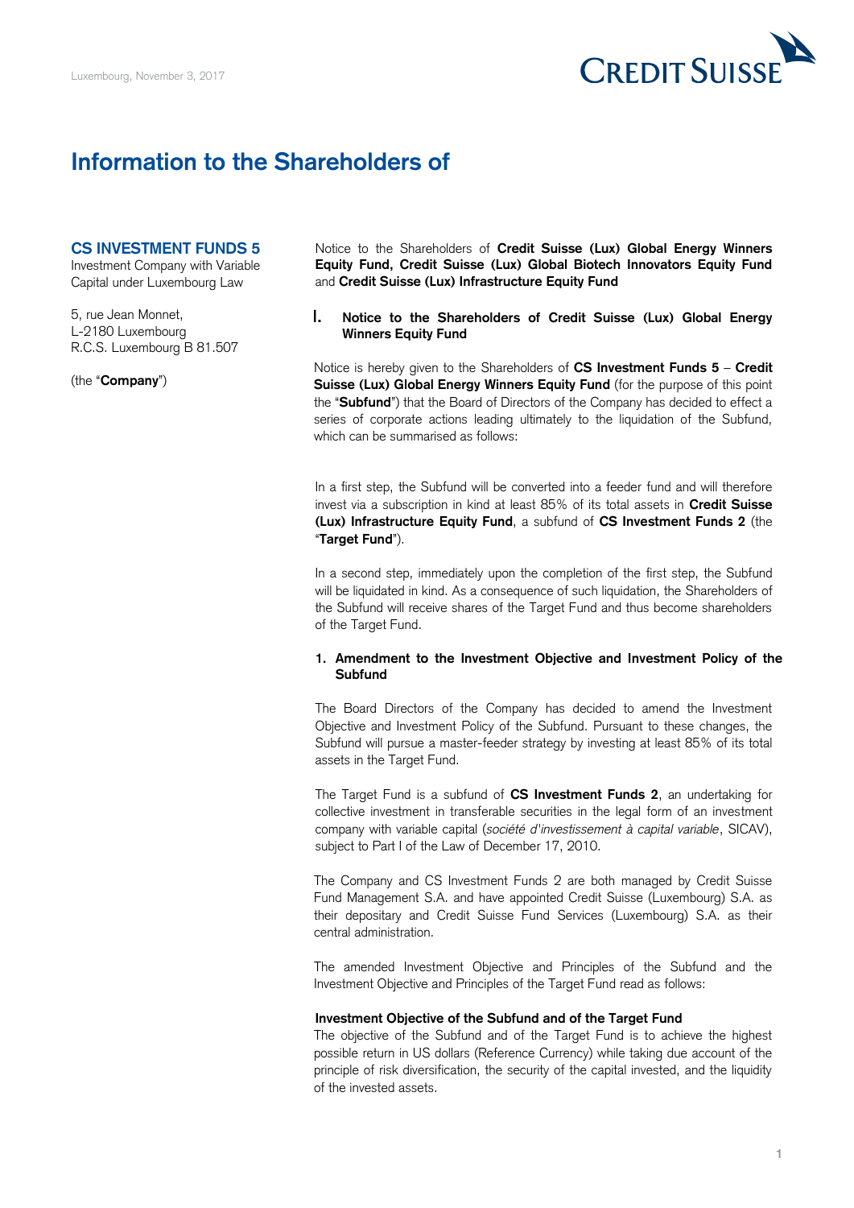Luxembourg, November 3, 2017

# Information to the Shareholders of

**CS INVESTMENT FUNDS 5**
Investment Company with Variable Capital under Luxembourg Law

5, rue Jean Monnet,
L-2180 Luxembourg
R.C.S. Luxembourg B 81.507

(the "**Company**")

Notice to the Shareholders of **Credit Suisse (Lux) Global Energy Winners Equity Fund, Credit Suisse (Lux) Global Biotech Innovators Equity Fund** and **Credit Suisse (Lux) Infrastructure Equity Fund**

## I. Notice to the Shareholders of Credit Suisse (Lux) Global Energy Winners Equity Fund

Notice is hereby given to the Shareholders of **CS Investment Funds 5** – **Credit Suisse (Lux) Global Energy Winners Equity Fund** (for the purpose of this point the "**Subfund**") that the Board of Directors of the Company has decided to effect a series of corporate actions leading ultimately to the liquidation of the Subfund, which can be summarised as follows:

In a first step, the Subfund will be converted into a feeder fund and will therefore invest via a subscription in kind at least 85% of its total assets in **Credit Suisse (Lux) Infrastructure Equity Fund**, a subfund of **CS Investment Funds 2** (the "**Target Fund**").

In a second step, immediately upon the completion of the first step, the Subfund will be liquidated in kind. As a consequence of such liquidation, the Shareholders of the Subfund will receive shares of the Target Fund and thus become shareholders of the Target Fund.

### 1. Amendment to the Investment Objective and Investment Policy of the Subfund

The Board Directors of the Company has decided to amend the Investment Objective and Investment Policy of the Subfund. Pursuant to these changes, the Subfund will pursue a master-feeder strategy by investing at least 85% of its total assets in the Target Fund.

The Target Fund is a subfund of **CS Investment Funds 2**, an undertaking for collective investment in transferable securities in the legal form of an investment company with variable capital (*société d'investissement à capital variable*, SICAV), subject to Part I of the Law of December 17, 2010.

The Company and CS Investment Funds 2 are both managed by Credit Suisse Fund Management S.A. and have appointed Credit Suisse (Luxembourg) S.A. as their depositary and Credit Suisse Fund Services (Luxembourg) S.A. as their central administration.

The amended Investment Objective and Principles of the Subfund and the Investment Objective and Principles of the Target Fund read as follows:

**Investment Objective of the Subfund and of the Target Fund**
The objective of the Subfund and of the Target Fund is to achieve the highest possible return in US dollars (Reference Currency) while taking due account of the principle of risk diversification, the security of the capital invested, and the liquidity of the invested assets.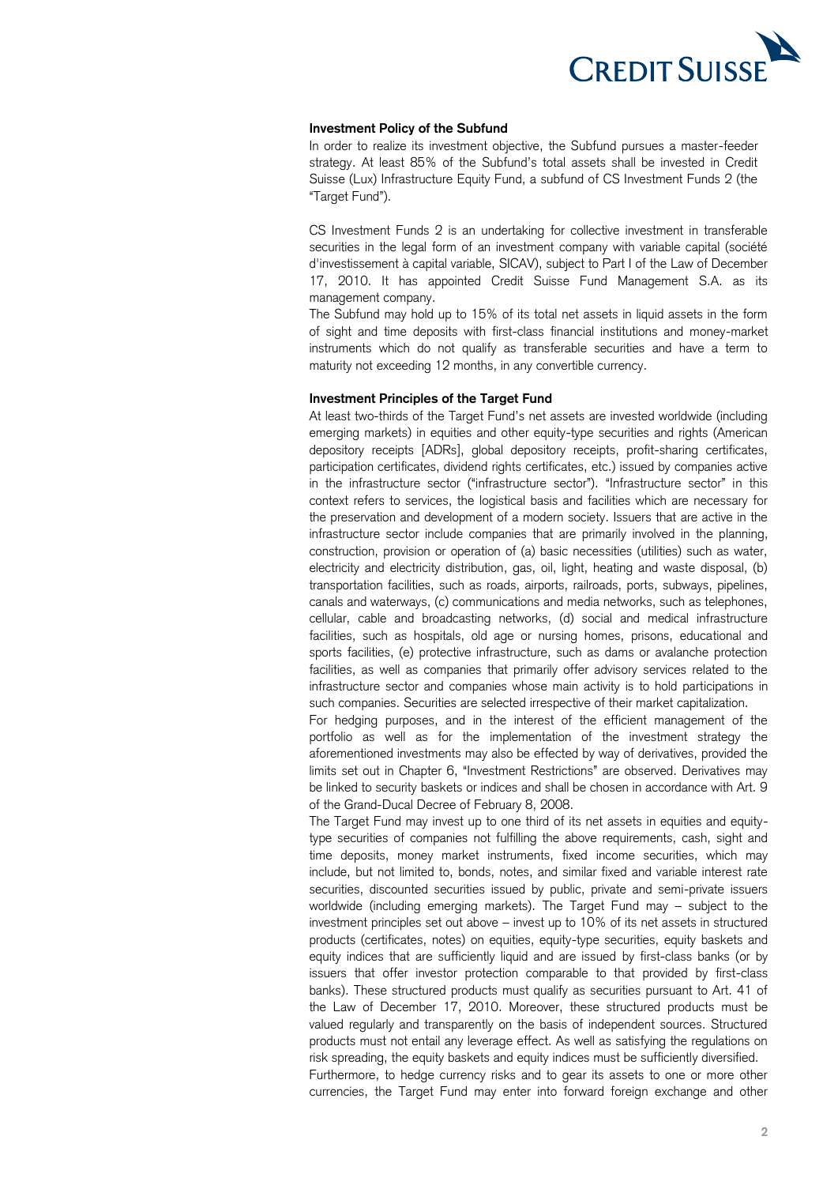**Investment Policy of the Subfund**

In order to realize its investment objective, the Subfund pursues a master-feeder strategy. At least 85% of the Subfund's total assets shall be invested in Credit Suisse (Lux) Infrastructure Equity Fund, a subfund of CS Investment Funds 2 (the "Target Fund").

CS Investment Funds 2 is an undertaking for collective investment in transferable securities in the legal form of an investment company with variable capital (société d'investissement à capital variable, SICAV), subject to Part I of the Law of December 17, 2010. It has appointed Credit Suisse Fund Management S.A. as its management company.

The Subfund may hold up to 15% of its total net assets in liquid assets in the form of sight and time deposits with first-class financial institutions and money-market instruments which do not qualify as transferable securities and have a term to maturity not exceeding 12 months, in any convertible currency.

**Investment Principles of the Target Fund**

At least two-thirds of the Target Fund's net assets are invested worldwide (including emerging markets) in equities and other equity-type securities and rights (American depository receipts [ADRs], global depository receipts, profit-sharing certificates, participation certificates, dividend rights certificates, etc.) issued by companies active in the infrastructure sector ("infrastructure sector"). "Infrastructure sector" in this context refers to services, the logistical basis and facilities which are necessary for the preservation and development of a modern society. Issuers that are active in the infrastructure sector include companies that are primarily involved in the planning, construction, provision or operation of (a) basic necessities (utilities) such as water, electricity and electricity distribution, gas, oil, light, heating and waste disposal, (b) transportation facilities, such as roads, airports, railroads, ports, subways, pipelines, canals and waterways, (c) communications and media networks, such as telephones, cellular, cable and broadcasting networks, (d) social and medical infrastructure facilities, such as hospitals, old age or nursing homes, prisons, educational and sports facilities, (e) protective infrastructure, such as dams or avalanche protection facilities, as well as companies that primarily offer advisory services related to the infrastructure sector and companies whose main activity is to hold participations in such companies. Securities are selected irrespective of their market capitalization.

For hedging purposes, and in the interest of the efficient management of the portfolio as well as for the implementation of the investment strategy the aforementioned investments may also be effected by way of derivatives, provided the limits set out in Chapter 6, "Investment Restrictions" are observed. Derivatives may be linked to security baskets or indices and shall be chosen in accordance with Art. 9 of the Grand-Ducal Decree of February 8, 2008.

The Target Fund may invest up to one third of its net assets in equities and equity-type securities of companies not fulfilling the above requirements, cash, sight and time deposits, money market instruments, fixed income securities, which may include, but not limited to, bonds, notes, and similar fixed and variable interest rate securities, discounted securities issued by public, private and semi-private issuers worldwide (including emerging markets). The Target Fund may – subject to the investment principles set out above – invest up to 10% of its net assets in structured products (certificates, notes) on equities, equity-type securities, equity baskets and equity indices that are sufficiently liquid and are issued by first-class banks (or by issuers that offer investor protection comparable to that provided by first-class banks). These structured products must qualify as securities pursuant to Art. 41 of the Law of December 17, 2010. Moreover, these structured products must be valued regularly and transparently on the basis of independent sources. Structured products must not entail any leverage effect. As well as satisfying the regulations on risk spreading, the equity baskets and equity indices must be sufficiently diversified.

Furthermore, to hedge currency risks and to gear its assets to one or more other currencies, the Target Fund may enter into forward foreign exchange and other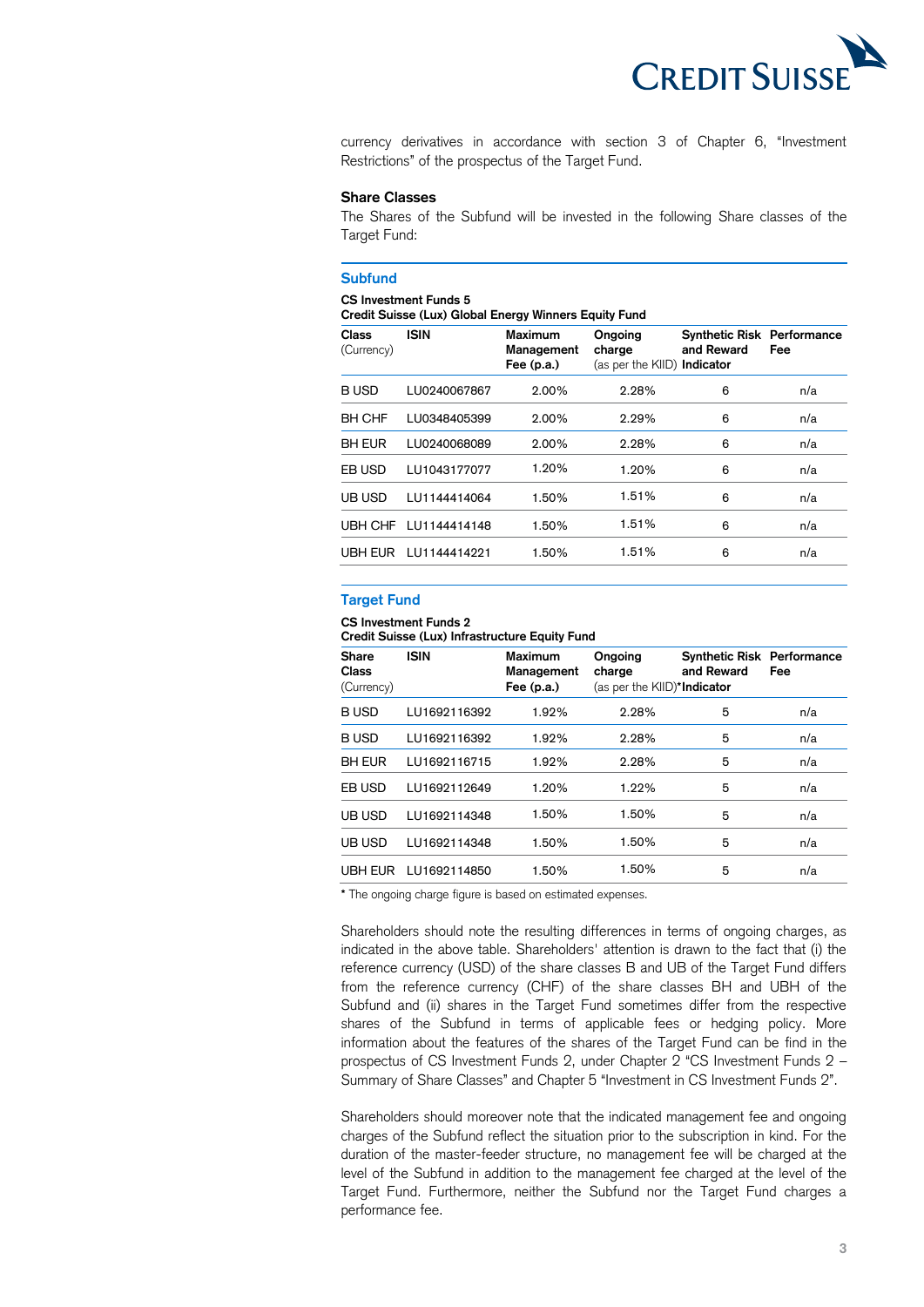currency derivatives in accordance with section 3 of Chapter 6, "Investment Restrictions" of the prospectus of the Target Fund.

**Share Classes**

The Shares of the Subfund will be invested in the following Share classes of the Target Fund:

## Subfund

**CS Investment Funds 5**
**Credit Suisse (Lux) Global Energy Winners Equity Fund**

| **Class** (Currency) | **ISIN** | **Maximum Management Fee (p.a.)** | **Ongoing charge** (as per the KIID) | **Synthetic Risk and Reward Indicator** | **Performance Fee** |
|---|---|---|---|---|---|
| B USD | LU0240067867 | 2.00% | 2.28% | 6 | n/a |
| BH CHF | LU0348405399 | 2.00% | 2.29% | 6 | n/a |
| BH EUR | LU0240068089 | 2.00% | 2.28% | 6 | n/a |
| EB USD | LU1043177077 | 1.20% | 1.20% | 6 | n/a |
| UB USD | LU1144414064 | 1.50% | 1.51% | 6 | n/a |
| UBH CHF | LU1144414148 | 1.50% | 1.51% | 6 | n/a |
| UBH EUR | LU1144414221 | 1.50% | 1.51% | 6 | n/a |

## Target Fund

**CS Investment Funds 2**
**Credit Suisse (Lux) Infrastructure Equity Fund**

| **Share Class** (Currency) | **ISIN** | **Maximum Management Fee (p.a.)** | **Ongoing charge** (as per the KIID)* | **Synthetic Risk and Reward Indicator** | **Performance Fee** |
|---|---|---|---|---|---|
| B USD | LU1692116392 | 1.92% | 2.28% | 5 | n/a |
| B USD | LU1692116392 | 1.92% | 2.28% | 5 | n/a |
| BH EUR | LU1692116715 | 1.92% | 2.28% | 5 | n/a |
| EB USD | LU1692112649 | 1.20% | 1.22% | 5 | n/a |
| UB USD | LU1692114348 | 1.50% | 1.50% | 5 | n/a |
| UB USD | LU1692114348 | 1.50% | 1.50% | 5 | n/a |
| UBH EUR | LU1692114850 | 1.50% | 1.50% | 5 | n/a |

* The ongoing charge figure is based on estimated expenses.

Shareholders should note the resulting differences in terms of ongoing charges, as indicated in the above table. Shareholders' attention is drawn to the fact that (i) the reference currency (USD) of the share classes B and UB of the Target Fund differs from the reference currency (CHF) of the share classes BH and UBH of the Subfund and (ii) shares in the Target Fund sometimes differ from the respective shares of the Subfund in terms of applicable fees or hedging policy. More information about the features of the shares of the Target Fund can be find in the prospectus of CS Investment Funds 2, under Chapter 2 "CS Investment Funds 2 – Summary of Share Classes" and Chapter 5 "Investment in CS Investment Funds 2".

Shareholders should moreover note that the indicated management fee and ongoing charges of the Subfund reflect the situation prior to the subscription in kind. For the duration of the master-feeder structure, no management fee will be charged at the level of the Subfund in addition to the management fee charged at the level of the Target Fund. Furthermore, neither the Subfund nor the Target Fund charges a performance fee.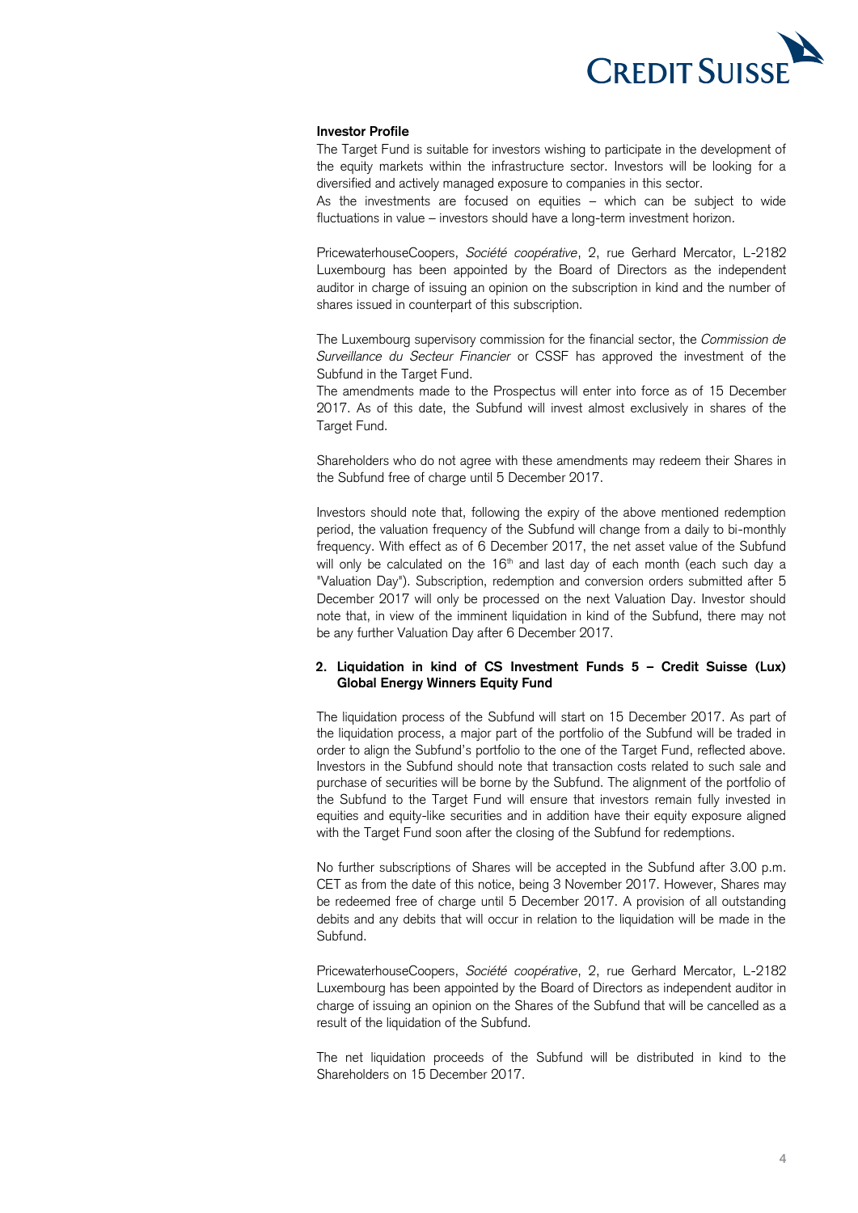**Investor Profile**

The Target Fund is suitable for investors wishing to participate in the development of the equity markets within the infrastructure sector. Investors will be looking for a diversified and actively managed exposure to companies in this sector.
As the investments are focused on equities – which can be subject to wide fluctuations in value – investors should have a long-term investment horizon.

PricewaterhouseCoopers, *Société coopérative*, 2, rue Gerhard Mercator, L-2182 Luxembourg has been appointed by the Board of Directors as the independent auditor in charge of issuing an opinion on the subscription in kind and the number of shares issued in counterpart of this subscription.

The Luxembourg supervisory commission for the financial sector, the *Commission de Surveillance du Secteur Financier* or CSSF has approved the investment of the Subfund in the Target Fund.
The amendments made to the Prospectus will enter into force as of 15 December 2017. As of this date, the Subfund will invest almost exclusively in shares of the Target Fund.

Shareholders who do not agree with these amendments may redeem their Shares in the Subfund free of charge until 5 December 2017.

Investors should note that, following the expiry of the above mentioned redemption period, the valuation frequency of the Subfund will change from a daily to bi-monthly frequency. With effect as of 6 December 2017, the net asset value of the Subfund will only be calculated on the 16th and last day of each month (each such day a "Valuation Day"). Subscription, redemption and conversion orders submitted after 5 December 2017 will only be processed on the next Valuation Day. Investor should note that, in view of the imminent liquidation in kind of the Subfund, there may not be any further Valuation Day after 6 December 2017.

**2. Liquidation in kind of CS Investment Funds 5 – Credit Suisse (Lux) Global Energy Winners Equity Fund**

The liquidation process of the Subfund will start on 15 December 2017. As part of the liquidation process, a major part of the portfolio of the Subfund will be traded in order to align the Subfund's portfolio to the one of the Target Fund, reflected above. Investors in the Subfund should note that transaction costs related to such sale and purchase of securities will be borne by the Subfund. The alignment of the portfolio of the Subfund to the Target Fund will ensure that investors remain fully invested in equities and equity-like securities and in addition have their equity exposure aligned with the Target Fund soon after the closing of the Subfund for redemptions.

No further subscriptions of Shares will be accepted in the Subfund after 3.00 p.m. CET as from the date of this notice, being 3 November 2017. However, Shares may be redeemed free of charge until 5 December 2017. A provision of all outstanding debits and any debits that will occur in relation to the liquidation will be made in the Subfund.

PricewaterhouseCoopers, *Société coopérative*, 2, rue Gerhard Mercator, L-2182 Luxembourg has been appointed by the Board of Directors as independent auditor in charge of issuing an opinion on the Shares of the Subfund that will be cancelled as a result of the liquidation of the Subfund.

The net liquidation proceeds of the Subfund will be distributed in kind to the Shareholders on 15 December 2017.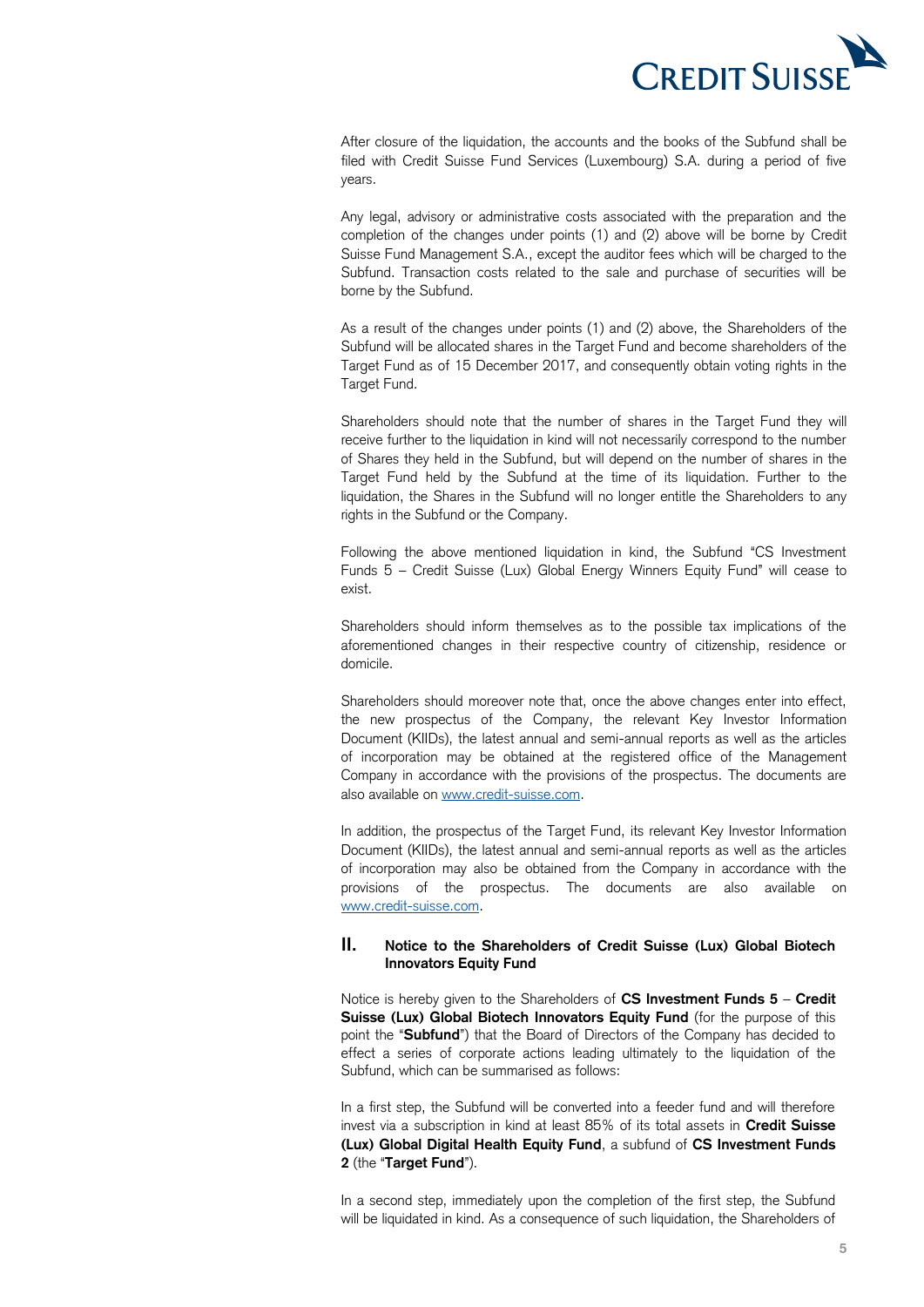After closure of the liquidation, the accounts and the books of the Subfund shall be filed with Credit Suisse Fund Services (Luxembourg) S.A. during a period of five years.

Any legal, advisory or administrative costs associated with the preparation and the completion of the changes under points (1) and (2) above will be borne by Credit Suisse Fund Management S.A., except the auditor fees which will be charged to the Subfund. Transaction costs related to the sale and purchase of securities will be borne by the Subfund.

As a result of the changes under points (1) and (2) above, the Shareholders of the Subfund will be allocated shares in the Target Fund and become shareholders of the Target Fund as of 15 December 2017, and consequently obtain voting rights in the Target Fund.

Shareholders should note that the number of shares in the Target Fund they will receive further to the liquidation in kind will not necessarily correspond to the number of Shares they held in the Subfund, but will depend on the number of shares in the Target Fund held by the Subfund at the time of its liquidation. Further to the liquidation, the Shares in the Subfund will no longer entitle the Shareholders to any rights in the Subfund or the Company.

Following the above mentioned liquidation in kind, the Subfund "CS Investment Funds 5 – Credit Suisse (Lux) Global Energy Winners Equity Fund" will cease to exist.

Shareholders should inform themselves as to the possible tax implications of the aforementioned changes in their respective country of citizenship, residence or domicile.

Shareholders should moreover note that, once the above changes enter into effect, the new prospectus of the Company, the relevant Key Investor Information Document (KIIDs), the latest annual and semi-annual reports as well as the articles of incorporation may be obtained at the registered office of the Management Company in accordance with the provisions of the prospectus. The documents are also available on www.credit-suisse.com.

In addition, the prospectus of the Target Fund, its relevant Key Investor Information Document (KIIDs), the latest annual and semi-annual reports as well as the articles of incorporation may also be obtained from the Company in accordance with the provisions of the prospectus. The documents are also available on www.credit-suisse.com.

## II. Notice to the Shareholders of Credit Suisse (Lux) Global Biotech Innovators Equity Fund

Notice is hereby given to the Shareholders of **CS Investment Funds 5** – **Credit Suisse (Lux) Global Biotech Innovators Equity Fund** (for the purpose of this point the "**Subfund**") that the Board of Directors of the Company has decided to effect a series of corporate actions leading ultimately to the liquidation of the Subfund, which can be summarised as follows:

In a first step, the Subfund will be converted into a feeder fund and will therefore invest via a subscription in kind at least 85% of its total assets in **Credit Suisse (Lux) Global Digital Health Equity Fund**, a subfund of **CS Investment Funds 2** (the "**Target Fund**").

In a second step, immediately upon the completion of the first step, the Subfund will be liquidated in kind. As a consequence of such liquidation, the Shareholders of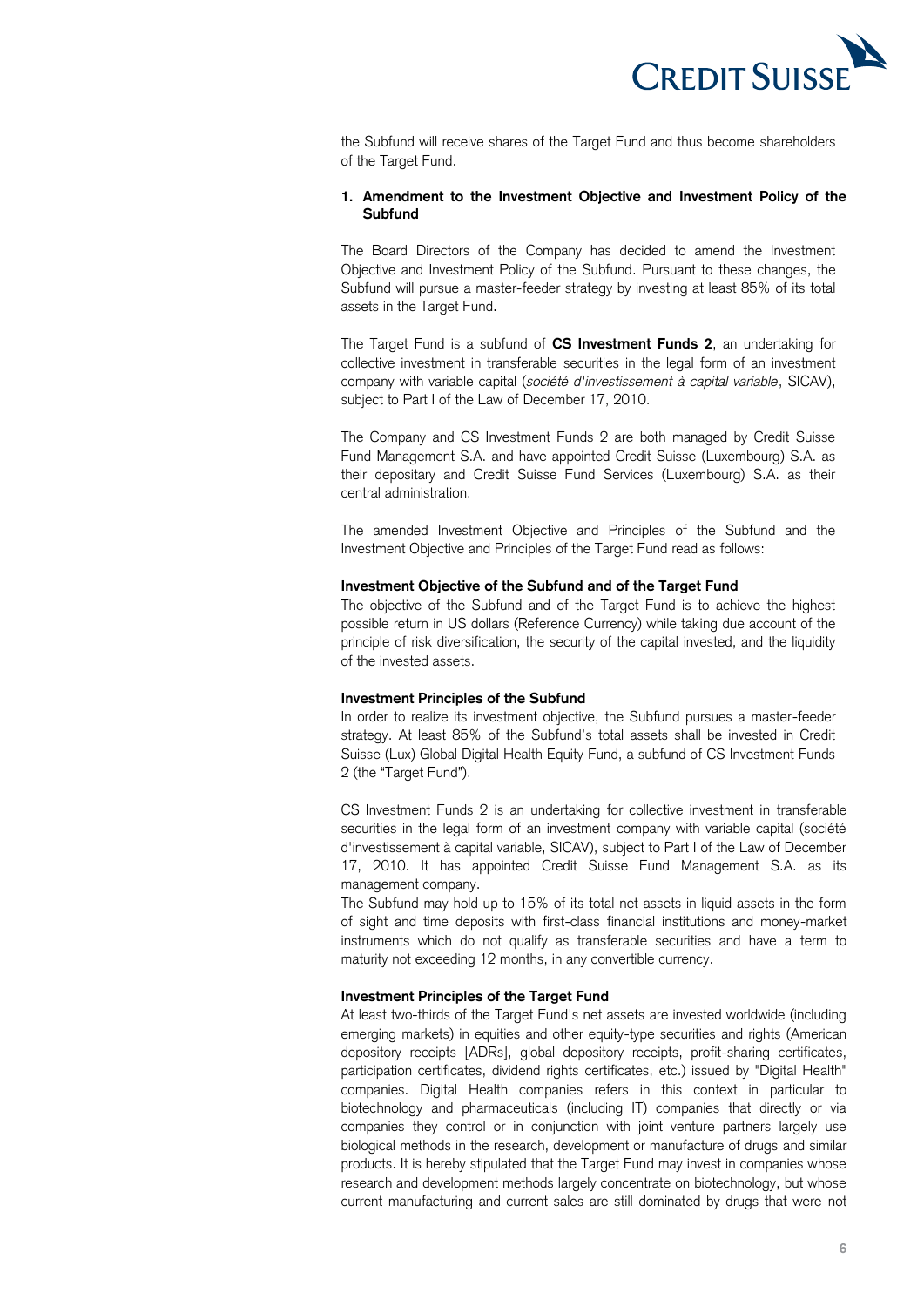the Subfund will receive shares of the Target Fund and thus become shareholders of the Target Fund.

## 1. Amendment to the Investment Objective and Investment Policy of the Subfund

The Board Directors of the Company has decided to amend the Investment Objective and Investment Policy of the Subfund. Pursuant to these changes, the Subfund will pursue a master-feeder strategy by investing at least 85% of its total assets in the Target Fund.

The Target Fund is a subfund of **CS Investment Funds 2**, an undertaking for collective investment in transferable securities in the legal form of an investment company with variable capital (*société d'investissement à capital variable*, SICAV), subject to Part I of the Law of December 17, 2010.

The Company and CS Investment Funds 2 are both managed by Credit Suisse Fund Management S.A. and have appointed Credit Suisse (Luxembourg) S.A. as their depositary and Credit Suisse Fund Services (Luxembourg) S.A. as their central administration.

The amended Investment Objective and Principles of the Subfund and the Investment Objective and Principles of the Target Fund read as follows:

**Investment Objective of the Subfund and of the Target Fund**

The objective of the Subfund and of the Target Fund is to achieve the highest possible return in US dollars (Reference Currency) while taking due account of the principle of risk diversification, the security of the capital invested, and the liquidity of the invested assets.

**Investment Principles of the Subfund**

In order to realize its investment objective, the Subfund pursues a master-feeder strategy. At least 85% of the Subfund's total assets shall be invested in Credit Suisse (Lux) Global Digital Health Equity Fund, a subfund of CS Investment Funds 2 (the "Target Fund").

CS Investment Funds 2 is an undertaking for collective investment in transferable securities in the legal form of an investment company with variable capital (société d'investissement à capital variable, SICAV), subject to Part I of the Law of December 17, 2010. It has appointed Credit Suisse Fund Management S.A. as its management company.

The Subfund may hold up to 15% of its total net assets in liquid assets in the form of sight and time deposits with first-class financial institutions and money-market instruments which do not qualify as transferable securities and have a term to maturity not exceeding 12 months, in any convertible currency.

**Investment Principles of the Target Fund**

At least two-thirds of the Target Fund's net assets are invested worldwide (including emerging markets) in equities and other equity-type securities and rights (American depository receipts [ADRs], global depository receipts, profit-sharing certificates, participation certificates, dividend rights certificates, etc.) issued by "Digital Health" companies. Digital Health companies refers in this context in particular to biotechnology and pharmaceuticals (including IT) companies that directly or via companies they control or in conjunction with joint venture partners largely use biological methods in the research, development or manufacture of drugs and similar products. It is hereby stipulated that the Target Fund may invest in companies whose research and development methods largely concentrate on biotechnology, but whose current manufacturing and current sales are still dominated by drugs that were not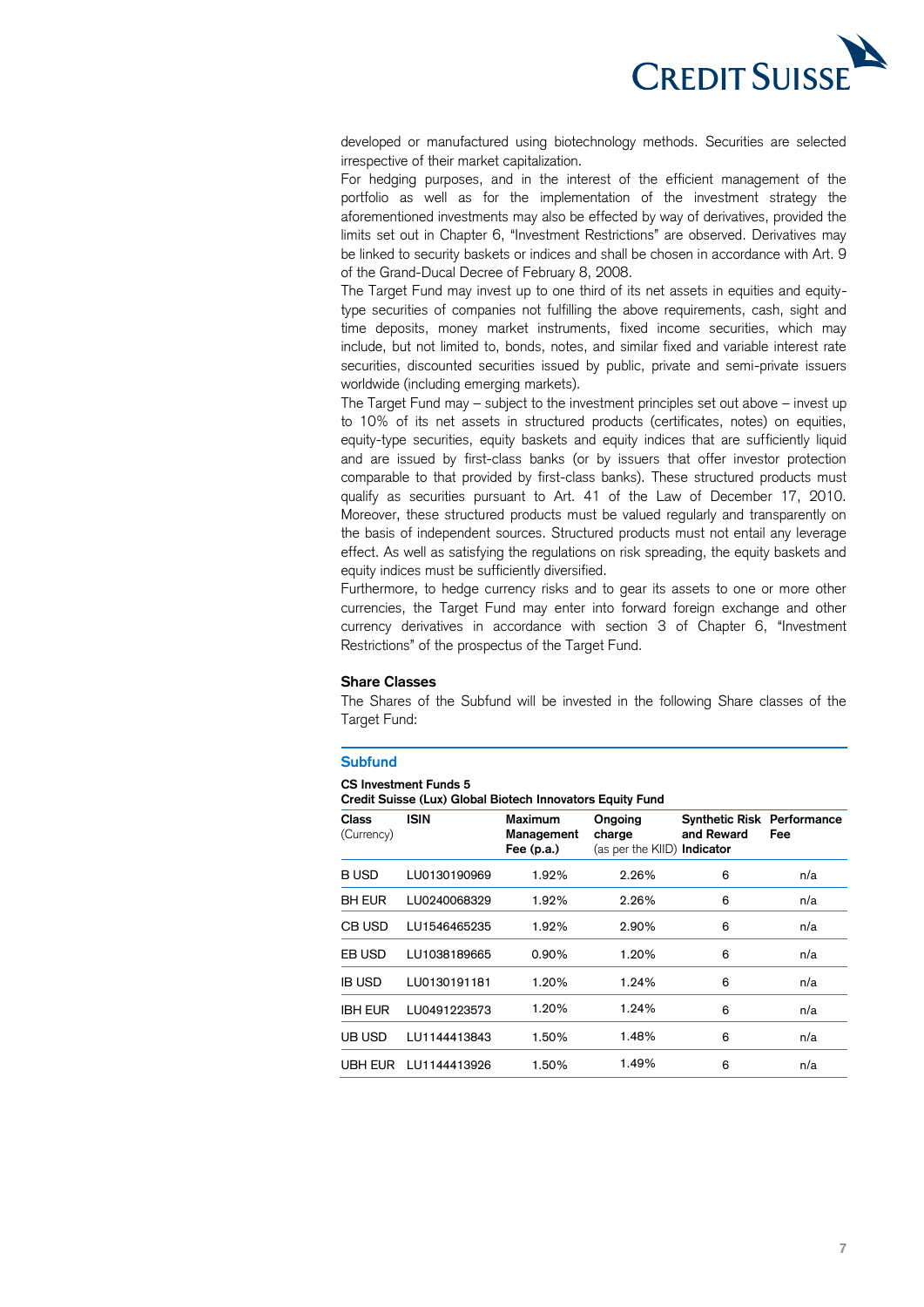developed or manufactured using biotechnology methods. Securities are selected irrespective of their market capitalization.

For hedging purposes, and in the interest of the efficient management of the portfolio as well as for the implementation of the investment strategy the aforementioned investments may also be effected by way of derivatives, provided the limits set out in Chapter 6, "Investment Restrictions" are observed. Derivatives may be linked to security baskets or indices and shall be chosen in accordance with Art. 9 of the Grand-Ducal Decree of February 8, 2008.

The Target Fund may invest up to one third of its net assets in equities and equity-type securities of companies not fulfilling the above requirements, cash, sight and time deposits, money market instruments, fixed income securities, which may include, but not limited to, bonds, notes, and similar fixed and variable interest rate securities, discounted securities issued by public, private and semi-private issuers worldwide (including emerging markets).

The Target Fund may – subject to the investment principles set out above – invest up to 10% of its net assets in structured products (certificates, notes) on equities, equity-type securities, equity baskets and equity indices that are sufficiently liquid and are issued by first-class banks (or by issuers that offer investor protection comparable to that provided by first-class banks). These structured products must qualify as securities pursuant to Art. 41 of the Law of December 17, 2010. Moreover, these structured products must be valued regularly and transparently on the basis of independent sources. Structured products must not entail any leverage effect. As well as satisfying the regulations on risk spreading, the equity baskets and equity indices must be sufficiently diversified.

Furthermore, to hedge currency risks and to gear its assets to one or more other currencies, the Target Fund may enter into forward foreign exchange and other currency derivatives in accordance with section 3 of Chapter 6, "Investment Restrictions" of the prospectus of the Target Fund.

### Share Classes

The Shares of the Subfund will be invested in the following Share classes of the Target Fund:

#### Subfund

**CS Investment Funds 5**
**Credit Suisse (Lux) Global Biotech Innovators Equity Fund**

| Class (Currency) | ISIN | Maximum Management Fee (p.a.) | Ongoing charge (as per the KIID) | Synthetic Risk and Reward Indicator | Performance Fee |
|---|---|---|---|---|---|
| B USD | LU0130190969 | 1.92% | 2.26% | 6 | n/a |
| BH EUR | LU0240068329 | 1.92% | 2.26% | 6 | n/a |
| CB USD | LU1546465235 | 1.92% | 2.90% | 6 | n/a |
| EB USD | LU1038189665 | 0.90% | 1.20% | 6 | n/a |
| IB USD | LU0130191181 | 1.20% | 1.24% | 6 | n/a |
| IBH EUR | LU0491223573 | 1.20% | 1.24% | 6 | n/a |
| UB USD | LU1144413843 | 1.50% | 1.48% | 6 | n/a |
| UBH EUR | LU1144413926 | 1.50% | 1.49% | 6 | n/a |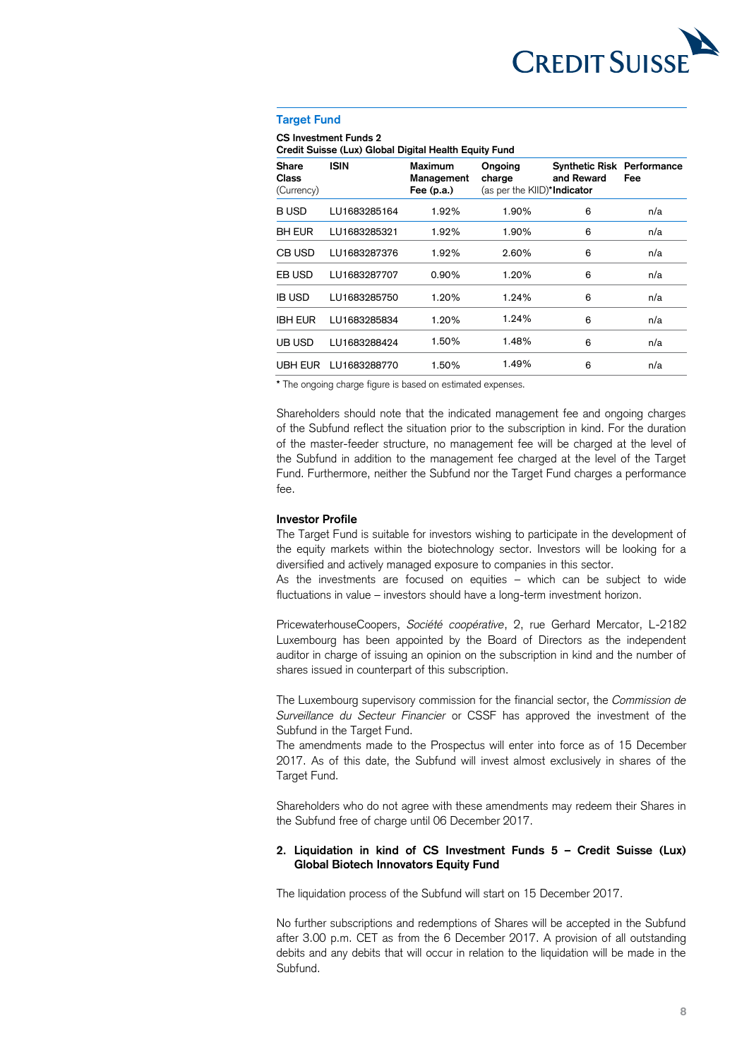### Target Fund

**CS Investment Funds 2**
**Credit Suisse (Lux) Global Digital Health Equity Fund**

| **Share Class** (Currency) | **ISIN** | **Maximum Management Fee (p.a.)** | **Ongoing charge** (as per the KIID)* | **Synthetic Risk and Reward Indicator** | **Performance Fee** |
|---|---|---|---|---|---|
| B USD | LU1683285164 | 1.92% | 1.90% | 6 | n/a |
| BH EUR | LU1683285321 | 1.92% | 1.90% | 6 | n/a |
| CB USD | LU1683287376 | 1.92% | 2.60% | 6 | n/a |
| EB USD | LU1683287707 | 0.90% | 1.20% | 6 | n/a |
| IB USD | LU1683285750 | 1.20% | 1.24% | 6 | n/a |
| IBH EUR | LU1683285834 | 1.20% | 1.24% | 6 | n/a |
| UB USD | LU1683288424 | 1.50% | 1.48% | 6 | n/a |
| UBH EUR | LU1683288770 | 1.50% | 1.49% | 6 | n/a |

**\*** The ongoing charge figure is based on estimated expenses.

Shareholders should note that the indicated management fee and ongoing charges of the Subfund reflect the situation prior to the subscription in kind. For the duration of the master-feeder structure, no management fee will be charged at the level of the Subfund in addition to the management fee charged at the level of the Target Fund. Furthermore, neither the Subfund nor the Target Fund charges a performance fee.

**Investor Profile**
The Target Fund is suitable for investors wishing to participate in the development of the equity markets within the biotechnology sector. Investors will be looking for a diversified and actively managed exposure to companies in this sector.
As the investments are focused on equities – which can be subject to wide fluctuations in value – investors should have a long-term investment horizon.

PricewaterhouseCoopers, *Société coopérative*, 2, rue Gerhard Mercator, L-2182 Luxembourg has been appointed by the Board of Directors as the independent auditor in charge of issuing an opinion on the subscription in kind and the number of shares issued in counterpart of this subscription.

The Luxembourg supervisory commission for the financial sector, the *Commission de Surveillance du Secteur Financier* or CSSF has approved the investment of the Subfund in the Target Fund.
The amendments made to the Prospectus will enter into force as of 15 December 2017. As of this date, the Subfund will invest almost exclusively in shares of the Target Fund.

Shareholders who do not agree with these amendments may redeem their Shares in the Subfund free of charge until 06 December 2017.

### 2. Liquidation in kind of CS Investment Funds 5 – Credit Suisse (Lux) Global Biotech Innovators Equity Fund

The liquidation process of the Subfund will start on 15 December 2017.

No further subscriptions and redemptions of Shares will be accepted in the Subfund after 3.00 p.m. CET as from the 6 December 2017. A provision of all outstanding debits and any debits that will occur in relation to the liquidation will be made in the Subfund.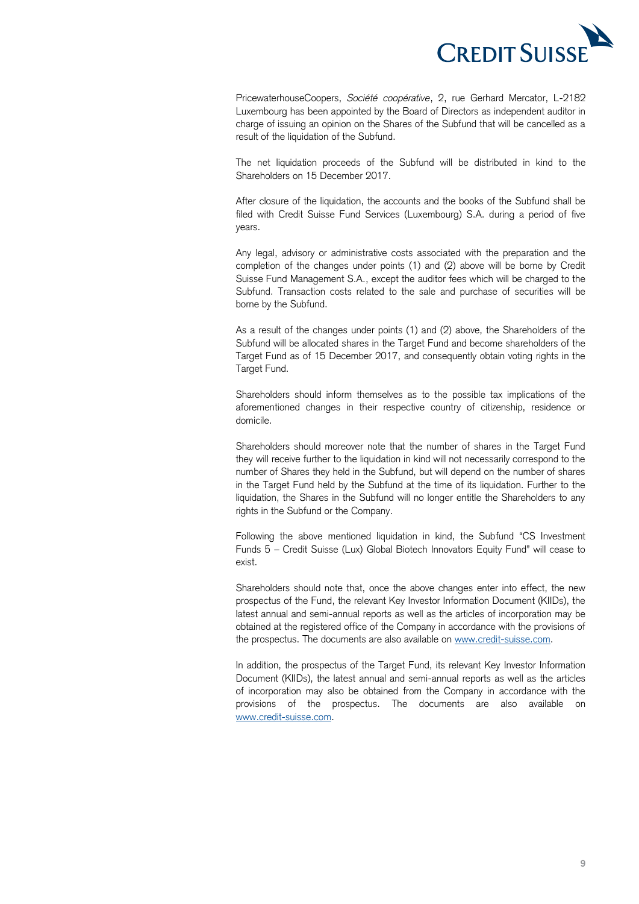PricewaterhouseCoopers, *Société coopérative*, 2, rue Gerhard Mercator, L-2182 Luxembourg has been appointed by the Board of Directors as independent auditor in charge of issuing an opinion on the Shares of the Subfund that will be cancelled as a result of the liquidation of the Subfund.

The net liquidation proceeds of the Subfund will be distributed in kind to the Shareholders on 15 December 2017.

After closure of the liquidation, the accounts and the books of the Subfund shall be filed with Credit Suisse Fund Services (Luxembourg) S.A. during a period of five years.

Any legal, advisory or administrative costs associated with the preparation and the completion of the changes under points (1) and (2) above will be borne by Credit Suisse Fund Management S.A., except the auditor fees which will be charged to the Subfund. Transaction costs related to the sale and purchase of securities will be borne by the Subfund.

As a result of the changes under points (1) and (2) above, the Shareholders of the Subfund will be allocated shares in the Target Fund and become shareholders of the Target Fund as of 15 December 2017, and consequently obtain voting rights in the Target Fund.

Shareholders should inform themselves as to the possible tax implications of the aforementioned changes in their respective country of citizenship, residence or domicile.

Shareholders should moreover note that the number of shares in the Target Fund they will receive further to the liquidation in kind will not necessarily correspond to the number of Shares they held in the Subfund, but will depend on the number of shares in the Target Fund held by the Subfund at the time of its liquidation. Further to the liquidation, the Shares in the Subfund will no longer entitle the Shareholders to any rights in the Subfund or the Company.

Following the above mentioned liquidation in kind, the Subfund "CS Investment Funds 5 – Credit Suisse (Lux) Global Biotech Innovators Equity Fund" will cease to exist.

Shareholders should note that, once the above changes enter into effect, the new prospectus of the Fund, the relevant Key Investor Information Document (KIIDs), the latest annual and semi-annual reports as well as the articles of incorporation may be obtained at the registered office of the Company in accordance with the provisions of the prospectus. The documents are also available on www.credit-suisse.com.

In addition, the prospectus of the Target Fund, its relevant Key Investor Information Document (KIIDs), the latest annual and semi-annual reports as well as the articles of incorporation may also be obtained from the Company in accordance with the provisions of the prospectus. The documents are also available on www.credit-suisse.com.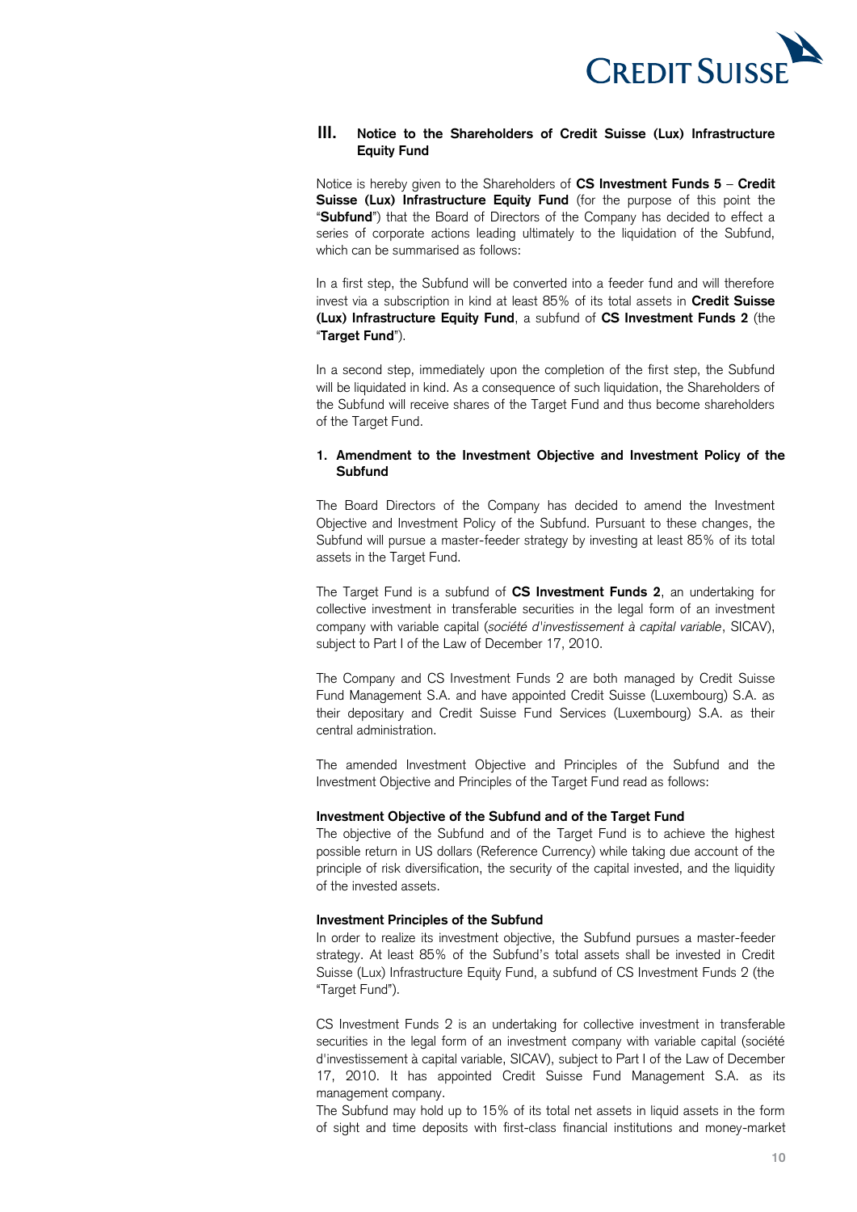## III. Notice to the Shareholders of Credit Suisse (Lux) Infrastructure Equity Fund

Notice is hereby given to the Shareholders of **CS Investment Funds 5** – **Credit Suisse (Lux) Infrastructure Equity Fund** (for the purpose of this point the "**Subfund**") that the Board of Directors of the Company has decided to effect a series of corporate actions leading ultimately to the liquidation of the Subfund, which can be summarised as follows:

In a first step, the Subfund will be converted into a feeder fund and will therefore invest via a subscription in kind at least 85% of its total assets in **Credit Suisse (Lux) Infrastructure Equity Fund**, a subfund of **CS Investment Funds 2** (the "**Target Fund**").

In a second step, immediately upon the completion of the first step, the Subfund will be liquidated in kind. As a consequence of such liquidation, the Shareholders of the Subfund will receive shares of the Target Fund and thus become shareholders of the Target Fund.

### 1. Amendment to the Investment Objective and Investment Policy of the Subfund

The Board Directors of the Company has decided to amend the Investment Objective and Investment Policy of the Subfund. Pursuant to these changes, the Subfund will pursue a master-feeder strategy by investing at least 85% of its total assets in the Target Fund.

The Target Fund is a subfund of **CS Investment Funds 2**, an undertaking for collective investment in transferable securities in the legal form of an investment company with variable capital (*société d'investissement à capital variable*, SICAV), subject to Part I of the Law of December 17, 2010.

The Company and CS Investment Funds 2 are both managed by Credit Suisse Fund Management S.A. and have appointed Credit Suisse (Luxembourg) S.A. as their depositary and Credit Suisse Fund Services (Luxembourg) S.A. as their central administration.

The amended Investment Objective and Principles of the Subfund and the Investment Objective and Principles of the Target Fund read as follows:

**Investment Objective of the Subfund and of the Target Fund**
The objective of the Subfund and of the Target Fund is to achieve the highest possible return in US dollars (Reference Currency) while taking due account of the principle of risk diversification, the security of the capital invested, and the liquidity of the invested assets.

**Investment Principles of the Subfund**
In order to realize its investment objective, the Subfund pursues a master-feeder strategy. At least 85% of the Subfund's total assets shall be invested in Credit Suisse (Lux) Infrastructure Equity Fund, a subfund of CS Investment Funds 2 (the "Target Fund").

CS Investment Funds 2 is an undertaking for collective investment in transferable securities in the legal form of an investment company with variable capital (société d'investissement à capital variable, SICAV), subject to Part I of the Law of December 17, 2010. It has appointed Credit Suisse Fund Management S.A. as its management company.
The Subfund may hold up to 15% of its total net assets in liquid assets in the form of sight and time deposits with first-class financial institutions and money-market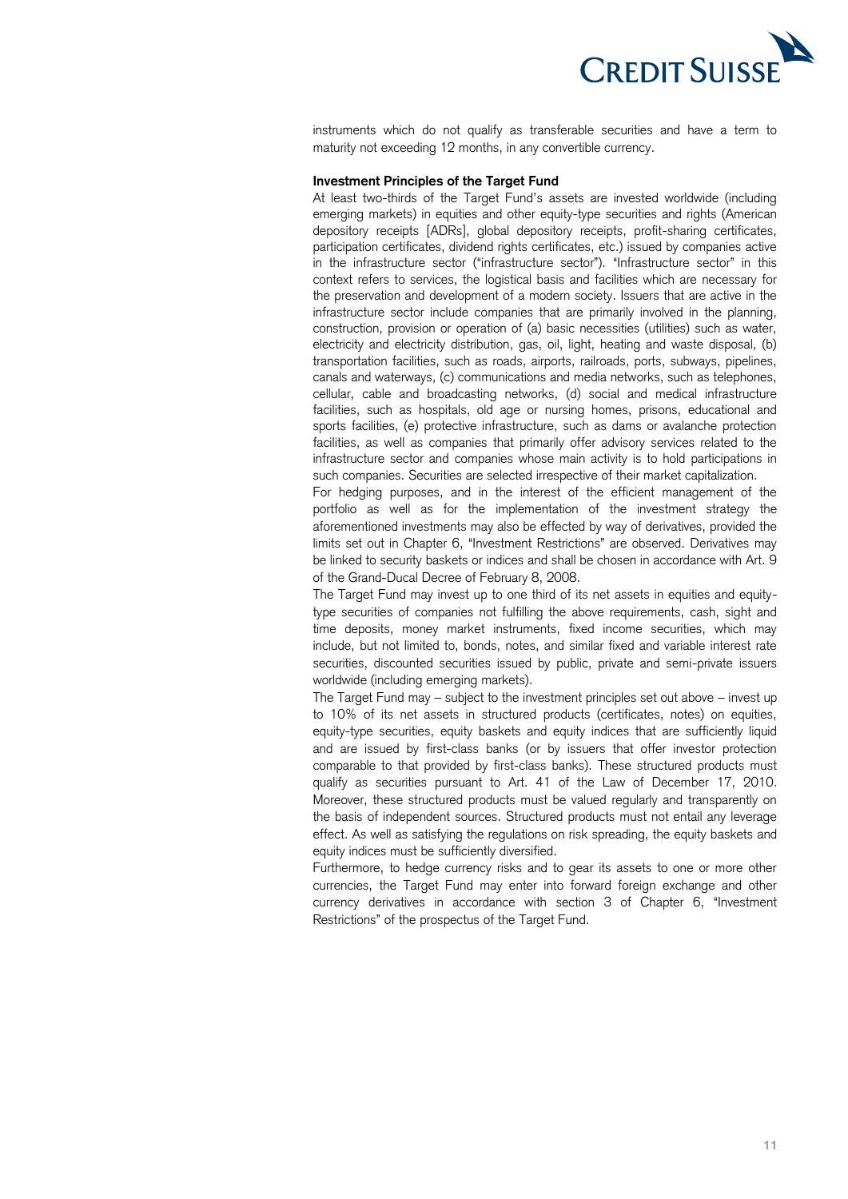instruments which do not qualify as transferable securities and have a term to maturity not exceeding 12 months, in any convertible currency.

**Investment Principles of the Target Fund**

At least two-thirds of the Target Fund's assets are invested worldwide (including emerging markets) in equities and other equity-type securities and rights (American depository receipts [ADRs], global depository receipts, profit-sharing certificates, participation certificates, dividend rights certificates, etc.) issued by companies active in the infrastructure sector ("infrastructure sector"). "Infrastructure sector" in this context refers to services, the logistical basis and facilities which are necessary for the preservation and development of a modern society. Issuers that are active in the infrastructure sector include companies that are primarily involved in the planning, construction, provision or operation of (a) basic necessities (utilities) such as water, electricity and electricity distribution, gas, oil, light, heating and waste disposal, (b) transportation facilities, such as roads, airports, railroads, ports, subways, pipelines, canals and waterways, (c) communications and media networks, such as telephones, cellular, cable and broadcasting networks, (d) social and medical infrastructure facilities, such as hospitals, old age or nursing homes, prisons, educational and sports facilities, (e) protective infrastructure, such as dams or avalanche protection facilities, as well as companies that primarily offer advisory services related to the infrastructure sector and companies whose main activity is to hold participations in such companies. Securities are selected irrespective of their market capitalization.

For hedging purposes, and in the interest of the efficient management of the portfolio as well as for the implementation of the investment strategy the aforementioned investments may also be effected by way of derivatives, provided the limits set out in Chapter 6, "Investment Restrictions" are observed. Derivatives may be linked to security baskets or indices and shall be chosen in accordance with Art. 9 of the Grand-Ducal Decree of February 8, 2008.

The Target Fund may invest up to one third of its net assets in equities and equity-type securities of companies not fulfilling the above requirements, cash, sight and time deposits, money market instruments, fixed income securities, which may include, but not limited to, bonds, notes, and similar fixed and variable interest rate securities, discounted securities issued by public, private and semi-private issuers worldwide (including emerging markets).

The Target Fund may – subject to the investment principles set out above – invest up to 10% of its net assets in structured products (certificates, notes) on equities, equity-type securities, equity baskets and equity indices that are sufficiently liquid and are issued by first-class banks (or by issuers that offer investor protection comparable to that provided by first-class banks). These structured products must qualify as securities pursuant to Art. 41 of the Law of December 17, 2010. Moreover, these structured products must be valued regularly and transparently on the basis of independent sources. Structured products must not entail any leverage effect. As well as satisfying the regulations on risk spreading, the equity baskets and equity indices must be sufficiently diversified.

Furthermore, to hedge currency risks and to gear its assets to one or more other currencies, the Target Fund may enter into forward foreign exchange and other currency derivatives in accordance with section 3 of Chapter 6, "Investment Restrictions" of the prospectus of the Target Fund.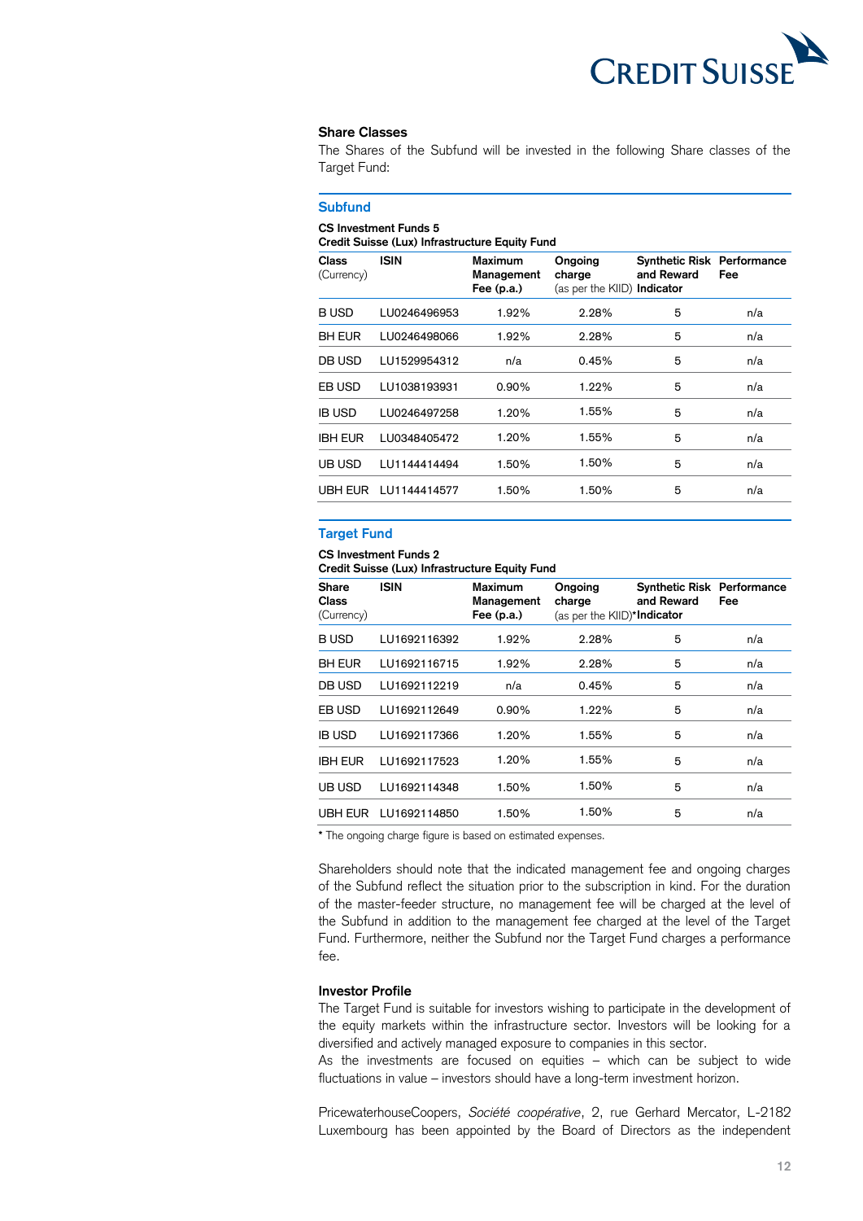### Share Classes

The Shares of the Subfund will be invested in the following Share classes of the Target Fund:

## Subfund

**CS Investment Funds 5**
**Credit Suisse (Lux) Infrastructure Equity Fund**

| **Class** (Currency) | **ISIN** | **Maximum Management Fee (p.a.)** | **Ongoing charge** (as per the KIID) | **Synthetic Risk and Reward Indicator** | **Performance Fee** |
|---|---|---|---|---|---|
| B USD | LU0246496953 | 1.92% | 2.28% | 5 | n/a |
| BH EUR | LU0246498066 | 1.92% | 2.28% | 5 | n/a |
| DB USD | LU1529954312 | n/a | 0.45% | 5 | n/a |
| EB USD | LU1038193931 | 0.90% | 1.22% | 5 | n/a |
| IB USD | LU0246497258 | 1.20% | 1.55% | 5 | n/a |
| IBH EUR | LU0348405472 | 1.20% | 1.55% | 5 | n/a |
| UB USD | LU1144414494 | 1.50% | 1.50% | 5 | n/a |
| UBH EUR | LU1144414577 | 1.50% | 1.50% | 5 | n/a |

## Target Fund

**CS Investment Funds 2**
**Credit Suisse (Lux) Infrastructure Equity Fund**

| **Share Class** (Currency) | **ISIN** | **Maximum Management Fee (p.a.)** | **Ongoing charge** (as per the KIID)* | **Synthetic Risk and Reward Indicator** | **Performance Fee** |
|---|---|---|---|---|---|
| B USD | LU1692116392 | 1.92% | 2.28% | 5 | n/a |
| BH EUR | LU1692116715 | 1.92% | 2.28% | 5 | n/a |
| DB USD | LU1692112219 | n/a | 0.45% | 5 | n/a |
| EB USD | LU1692112649 | 0.90% | 1.22% | 5 | n/a |
| IB USD | LU1692117366 | 1.20% | 1.55% | 5 | n/a |
| IBH EUR | LU1692117523 | 1.20% | 1.55% | 5 | n/a |
| UB USD | LU1692114348 | 1.50% | 1.50% | 5 | n/a |
| UBH EUR | LU1692114850 | 1.50% | 1.50% | 5 | n/a |

* The ongoing charge figure is based on estimated expenses.

Shareholders should note that the indicated management fee and ongoing charges of the Subfund reflect the situation prior to the subscription in kind. For the duration of the master-feeder structure, no management fee will be charged at the level of the Subfund in addition to the management fee charged at the level of the Target Fund. Furthermore, neither the Subfund nor the Target Fund charges a performance fee.

### Investor Profile

The Target Fund is suitable for investors wishing to participate in the development of the equity markets within the infrastructure sector. Investors will be looking for a diversified and actively managed exposure to companies in this sector.
As the investments are focused on equities – which can be subject to wide fluctuations in value – investors should have a long-term investment horizon.

PricewaterhouseCoopers, *Société coopérative*, 2, rue Gerhard Mercator, L-2182 Luxembourg has been appointed by the Board of Directors as the independent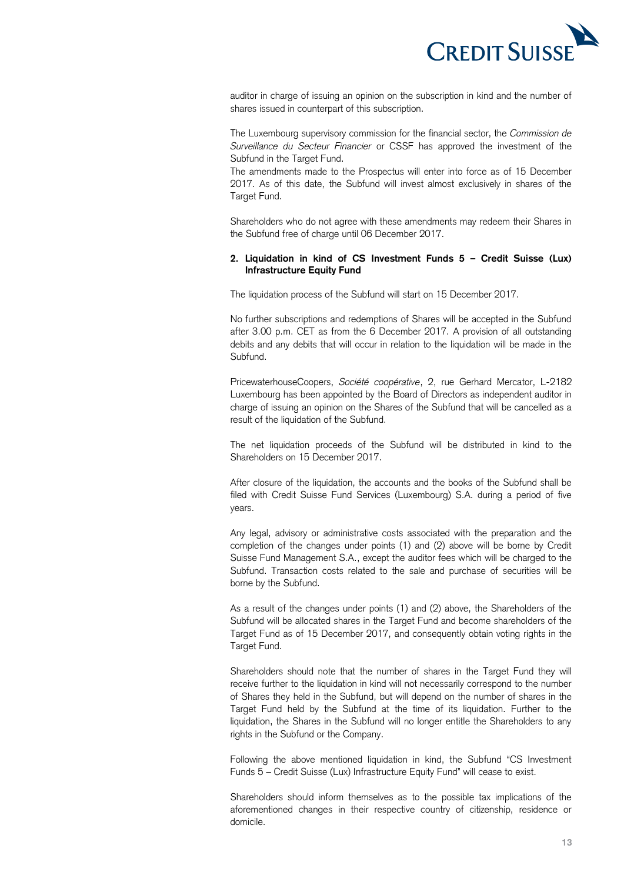auditor in charge of issuing an opinion on the subscription in kind and the number of shares issued in counterpart of this subscription.

The Luxembourg supervisory commission for the financial sector, the *Commission de Surveillance du Secteur Financier* or CSSF has approved the investment of the Subfund in the Target Fund.

The amendments made to the Prospectus will enter into force as of 15 December 2017. As of this date, the Subfund will invest almost exclusively in shares of the Target Fund.

Shareholders who do not agree with these amendments may redeem their Shares in the Subfund free of charge until 06 December 2017.

**2. Liquidation in kind of CS Investment Funds 5 – Credit Suisse (Lux) Infrastructure Equity Fund**

The liquidation process of the Subfund will start on 15 December 2017.

No further subscriptions and redemptions of Shares will be accepted in the Subfund after 3.00 p.m. CET as from the 6 December 2017. A provision of all outstanding debits and any debits that will occur in relation to the liquidation will be made in the Subfund.

PricewaterhouseCoopers, *Société coopérative*, 2, rue Gerhard Mercator, L-2182 Luxembourg has been appointed by the Board of Directors as independent auditor in charge of issuing an opinion on the Shares of the Subfund that will be cancelled as a result of the liquidation of the Subfund.

The net liquidation proceeds of the Subfund will be distributed in kind to the Shareholders on 15 December 2017.

After closure of the liquidation, the accounts and the books of the Subfund shall be filed with Credit Suisse Fund Services (Luxembourg) S.A. during a period of five years.

Any legal, advisory or administrative costs associated with the preparation and the completion of the changes under points (1) and (2) above will be borne by Credit Suisse Fund Management S.A., except the auditor fees which will be charged to the Subfund. Transaction costs related to the sale and purchase of securities will be borne by the Subfund.

As a result of the changes under points (1) and (2) above, the Shareholders of the Subfund will be allocated shares in the Target Fund and become shareholders of the Target Fund as of 15 December 2017, and consequently obtain voting rights in the Target Fund.

Shareholders should note that the number of shares in the Target Fund they will receive further to the liquidation in kind will not necessarily correspond to the number of Shares they held in the Subfund, but will depend on the number of shares in the Target Fund held by the Subfund at the time of its liquidation. Further to the liquidation, the Shares in the Subfund will no longer entitle the Shareholders to any rights in the Subfund or the Company.

Following the above mentioned liquidation in kind, the Subfund "CS Investment Funds 5 – Credit Suisse (Lux) Infrastructure Equity Fund" will cease to exist.

Shareholders should inform themselves as to the possible tax implications of the aforementioned changes in their respective country of citizenship, residence or domicile.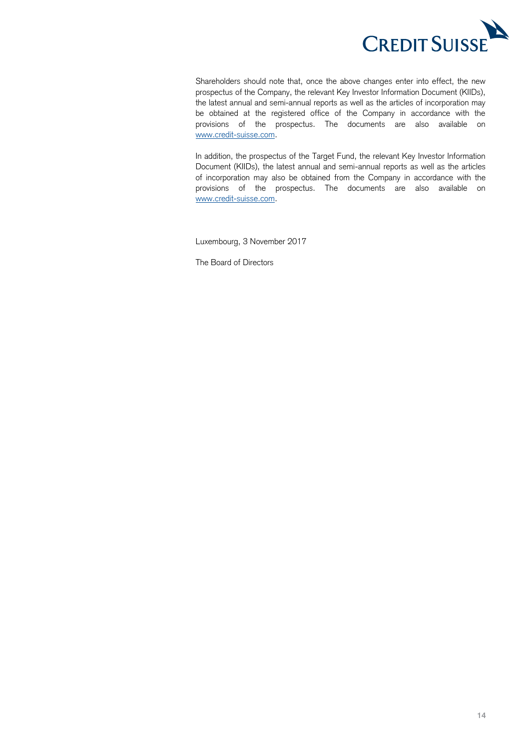Shareholders should note that, once the above changes enter into effect, the new prospectus of the Company, the relevant Key Investor Information Document (KIIDs), the latest annual and semi-annual reports as well as the articles of incorporation may be obtained at the registered office of the Company in accordance with the provisions of the prospectus. The documents are also available on www.credit-suisse.com.

In addition, the prospectus of the Target Fund, the relevant Key Investor Information Document (KIIDs), the latest annual and semi-annual reports as well as the articles of incorporation may also be obtained from the Company in accordance with the provisions of the prospectus. The documents are also available on www.credit-suisse.com.

Luxembourg, 3 November 2017

The Board of Directors